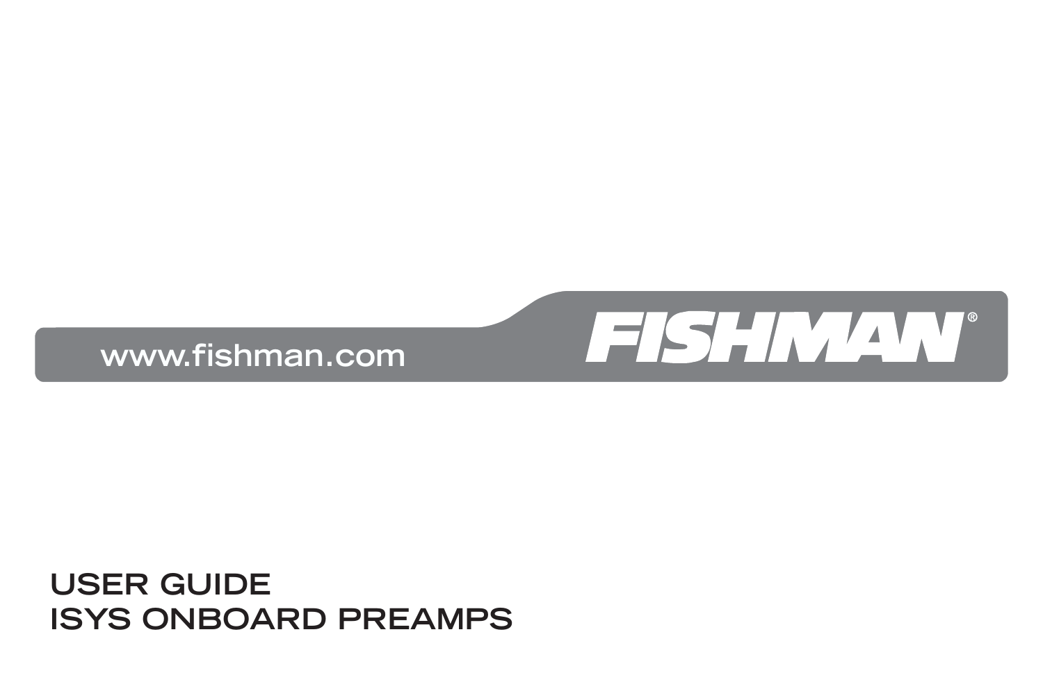www.fishman.com

FISHMAN®

# USER GUIDE
# ISYS ONBOARD PREAMPS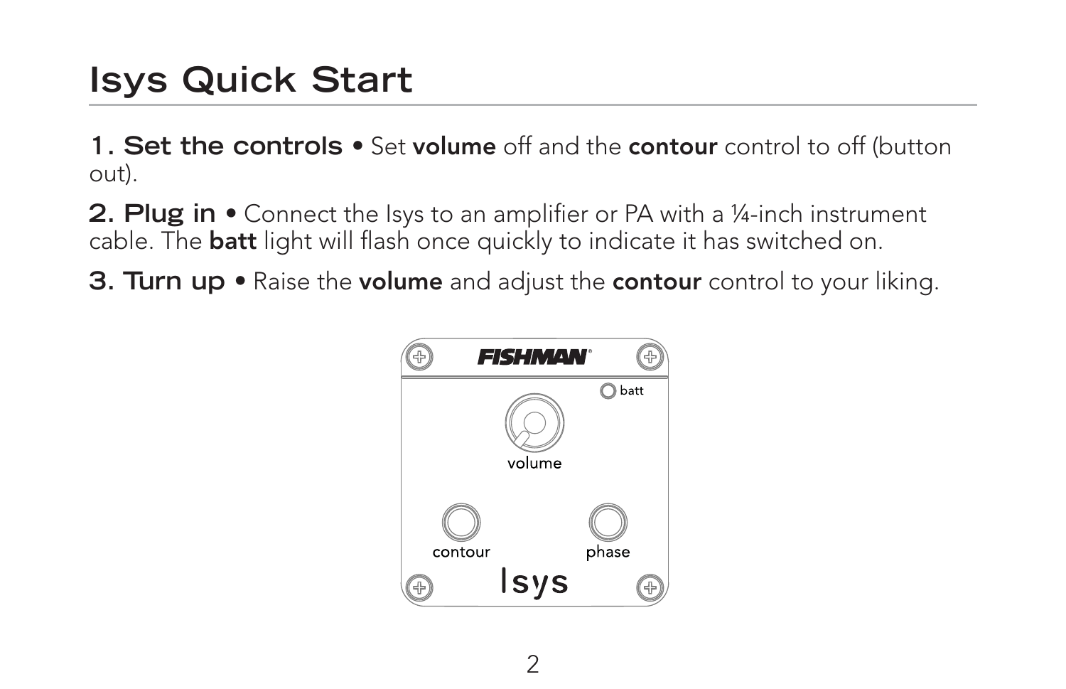# Isys Quick Start

**1. Set the controls** • Set **volume** off and the **contour** control to off (button out).

**2. Plug in** • Connect the Isys to an amplifier or PA with a ¼-inch instrument cable. The **batt** light will flash once quickly to indicate it has switched on.

**3. Turn up** • Raise the **volume** and adjust the **contour** control to your liking.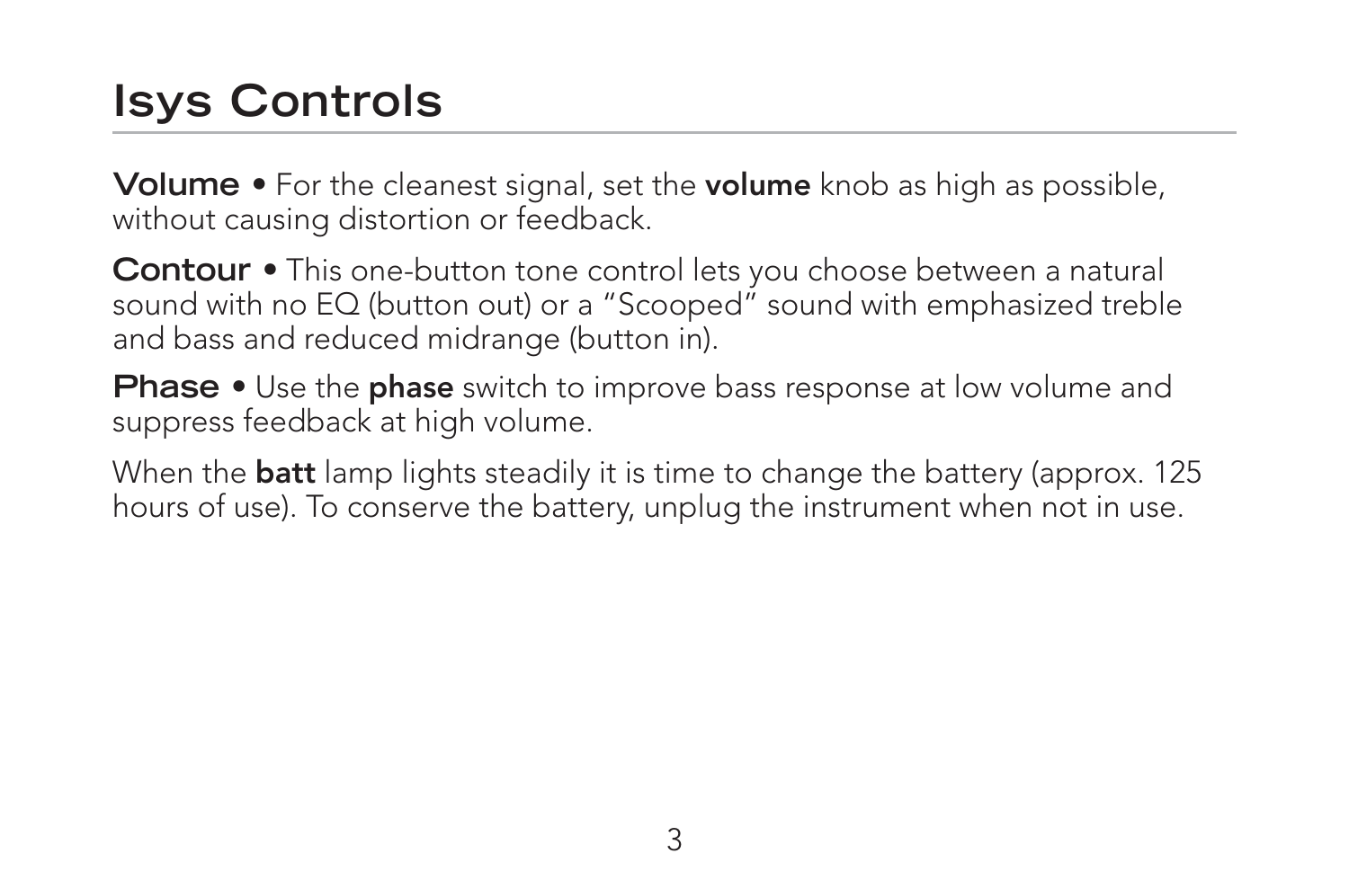# Isys Controls

**Volume** • For the cleanest signal, set the **volume** knob as high as possible, without causing distortion or feedback.

**Contour** • This one-button tone control lets you choose between a natural sound with no EQ (button out) or a "Scooped" sound with emphasized treble and bass and reduced midrange (button in).

**Phase** • Use the **phase** switch to improve bass response at low volume and suppress feedback at high volume.

When the **batt** lamp lights steadily it is time to change the battery (approx. 125 hours of use). To conserve the battery, unplug the instrument when not in use.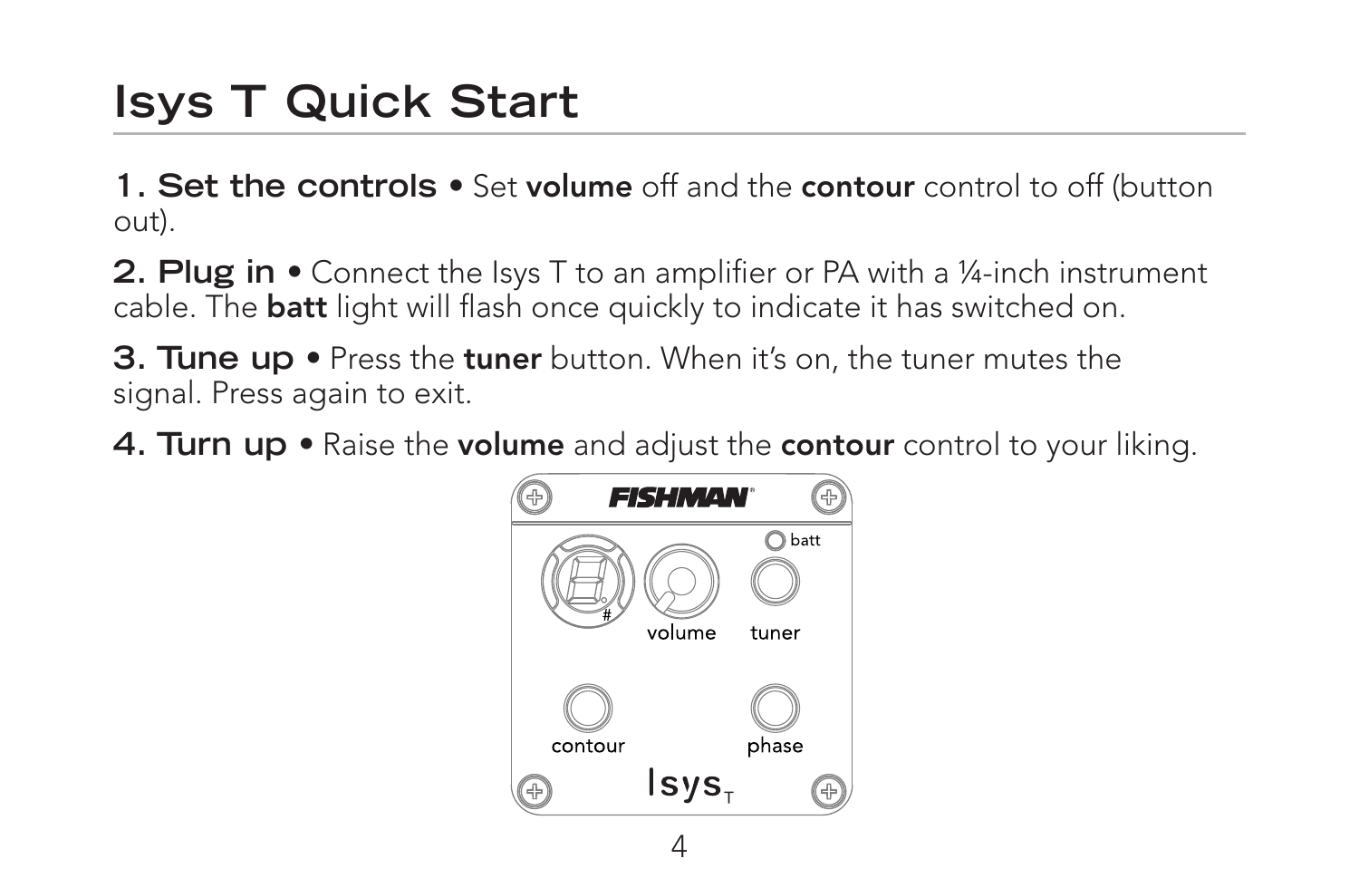# Isys T Quick Start

**1. Set the controls** • Set **volume** off and the **contour** control to off (button out).

**2. Plug in** • Connect the Isys T to an amplifier or PA with a ¼-inch instrument cable. The **batt** light will flash once quickly to indicate it has switched on.

**3. Tune up** • Press the **tuner** button. When it's on, the tuner mutes the signal. Press again to exit.

**4. Turn up** • Raise the **volume** and adjust the **contour** control to your liking.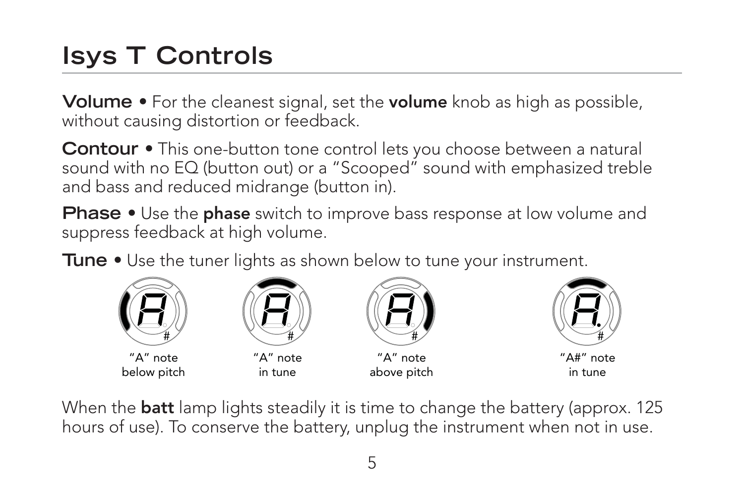# Isys T Controls

**Volume** • For the cleanest signal, set the **volume** knob as high as possible, without causing distortion or feedback.

**Contour** • This one-button tone control lets you choose between a natural sound with no EQ (button out) or a "Scooped" sound with emphasized treble and bass and reduced midrange (button in).

**Phase** • Use the **phase** switch to improve bass response at low volume and suppress feedback at high volume.

**Tune** • Use the tuner lights as shown below to tune your instrument.

"A" note below pitch

"A" note in tune

"A" note above pitch

"A#" note in tune

When the **batt** lamp lights steadily it is time to change the battery (approx. 125 hours of use). To conserve the battery, unplug the instrument when not in use.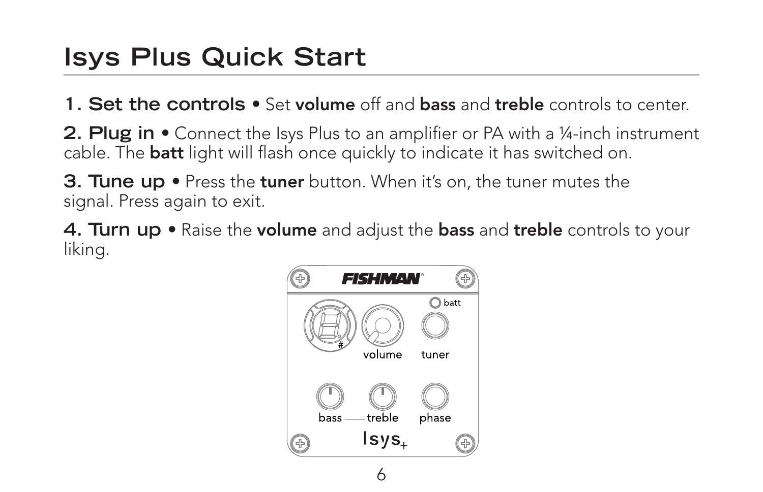# Isys Plus Quick Start

**1. Set the controls** • Set **volume** off and **bass** and **treble** controls to center.

**2. Plug in** • Connect the Isys Plus to an amplifier or PA with a ¼-inch instrument cable. The **batt** light will flash once quickly to indicate it has switched on.

**3. Tune up** • Press the **tuner** button. When it's on, the tuner mutes the signal. Press again to exit.

**4. Turn up** • Raise the **volume** and adjust the **bass** and **treble** controls to your liking.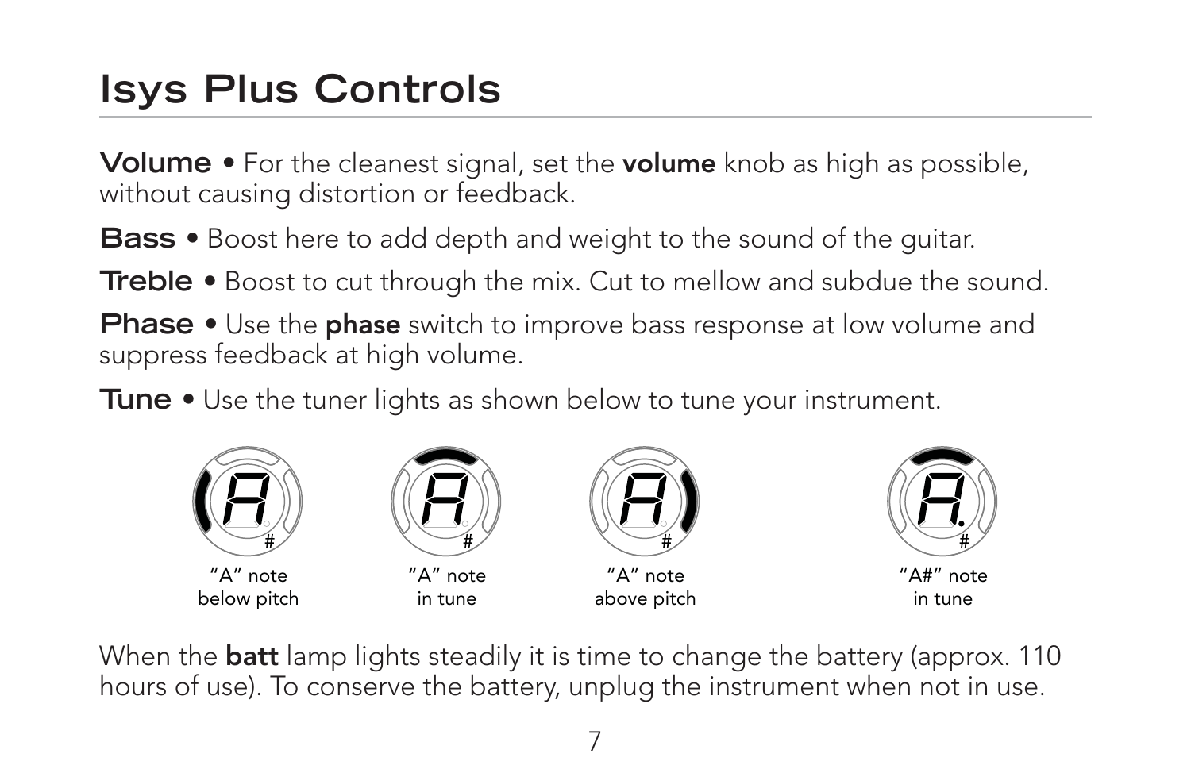# Isys Plus Controls

**Volume** • For the cleanest signal, set the **volume** knob as high as possible, without causing distortion or feedback.

**Bass** • Boost here to add depth and weight to the sound of the guitar.

**Treble** • Boost to cut through the mix. Cut to mellow and subdue the sound.

**Phase** • Use the **phase** switch to improve bass response at low volume and suppress feedback at high volume.

**Tune** • Use the tuner lights as shown below to tune your instrument.

"A" note below pitch

"A" note in tune

"A" note above pitch

"A#" note in tune

When the **batt** lamp lights steadily it is time to change the battery (approx. 110 hours of use). To conserve the battery, unplug the instrument when not in use.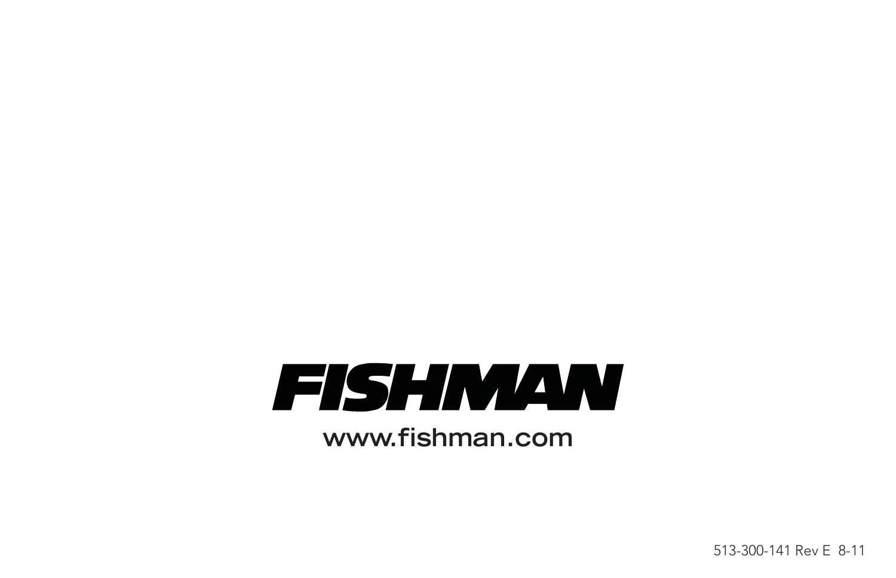FISHMAN

www.fishman.com

513-300-141 Rev E 8-11